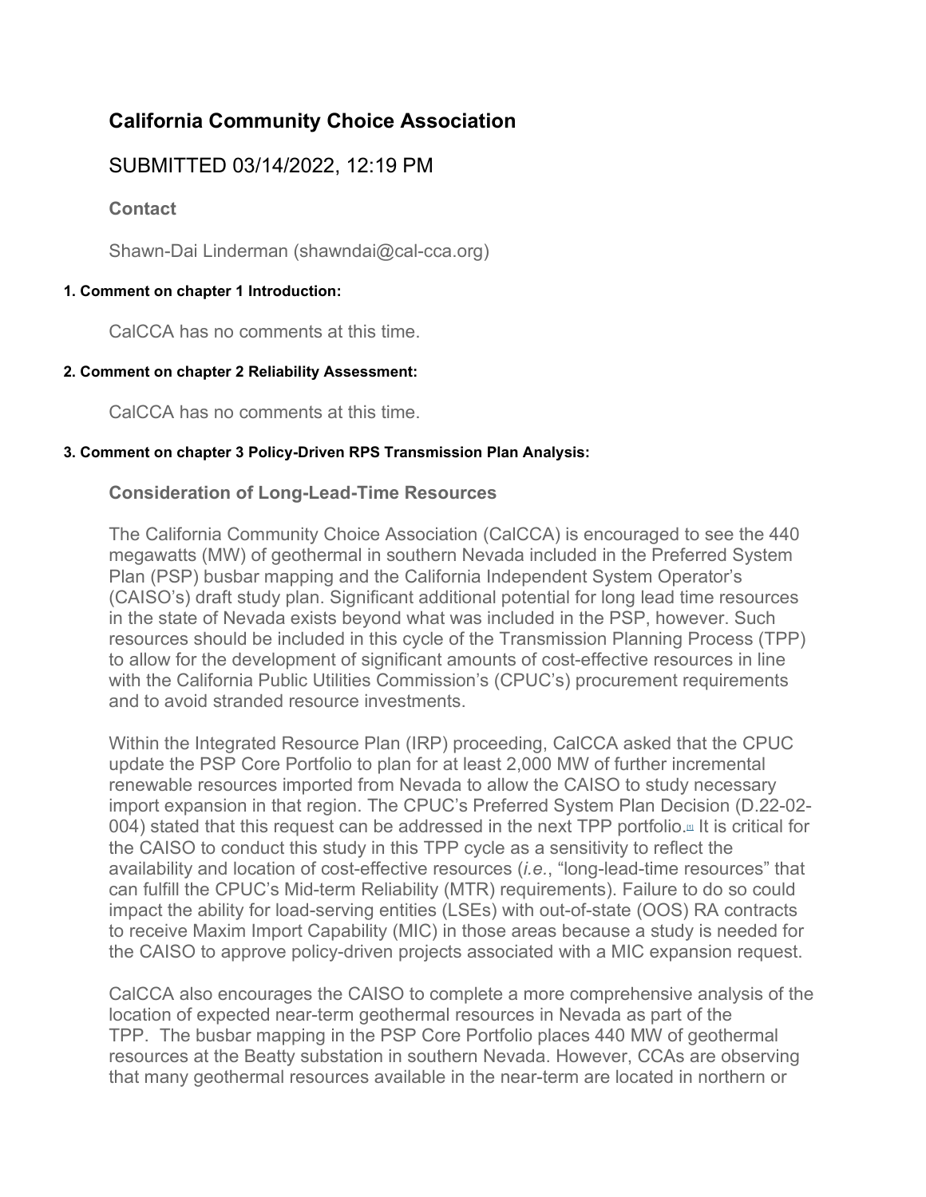## California Community Choice Association

SUBMITTED 03/14/2022, 12:19 PM

**Contact**

Shawn-Dai Linderman (shawndai@cal-cca.org)

#### 1. Comment on chapter 1 Introduction:

CalCCA has no comments at this time.

#### 2. Comment on chapter 2 Reliability Assessment:

CalCCA has no comments at this time.

#### 3. Comment on chapter 3 Policy-Driven RPS Transmission Plan Analysis:

**Consideration of Long-Lead-Time Resources**

The California Community Choice Association (CalCCA) is encouraged to see the 440 megawatts (MW) of geothermal in southern Nevada included in the Preferred System Plan (PSP) busbar mapping and the California Independent System Operator's (CAISO's) draft study plan. Significant additional potential for long lead time resources in the state of Nevada exists beyond what was included in the PSP, however. Such resources should be included in this cycle of the Transmission Planning Process (TPP) to allow for the development of significant amounts of cost-effective resources in line with the California Public Utilities Commission's (CPUC's) procurement requirements and to avoid stranded resource investments.

Within the Integrated Resource Plan (IRP) proceeding, CalCCA asked that the CPUC update the PSP Core Portfolio to plan for at least 2,000 MW of further incremental renewable resources imported from Nevada to allow the CAISO to study necessary import expansion in that region. The CPUC's Preferred System Plan Decision (D.22-02-004) stated that this request can be addressed in the next TPP portfolio.[1] It is critical for the CAISO to conduct this study in this TPP cycle as a sensitivity to reflect the availability and location of cost-effective resources (*i.e.*, "long-lead-time resources" that can fulfill the CPUC's Mid-term Reliability (MTR) requirements). Failure to do so could impact the ability for load-serving entities (LSEs) with out-of-state (OOS) RA contracts to receive Maxim Import Capability (MIC) in those areas because a study is needed for the CAISO to approve policy-driven projects associated with a MIC expansion request.

CalCCA also encourages the CAISO to complete a more comprehensive analysis of the location of expected near-term geothermal resources in Nevada as part of the TPP. The busbar mapping in the PSP Core Portfolio places 440 MW of geothermal resources at the Beatty substation in southern Nevada. However, CCAs are observing that many geothermal resources available in the near-term are located in northern or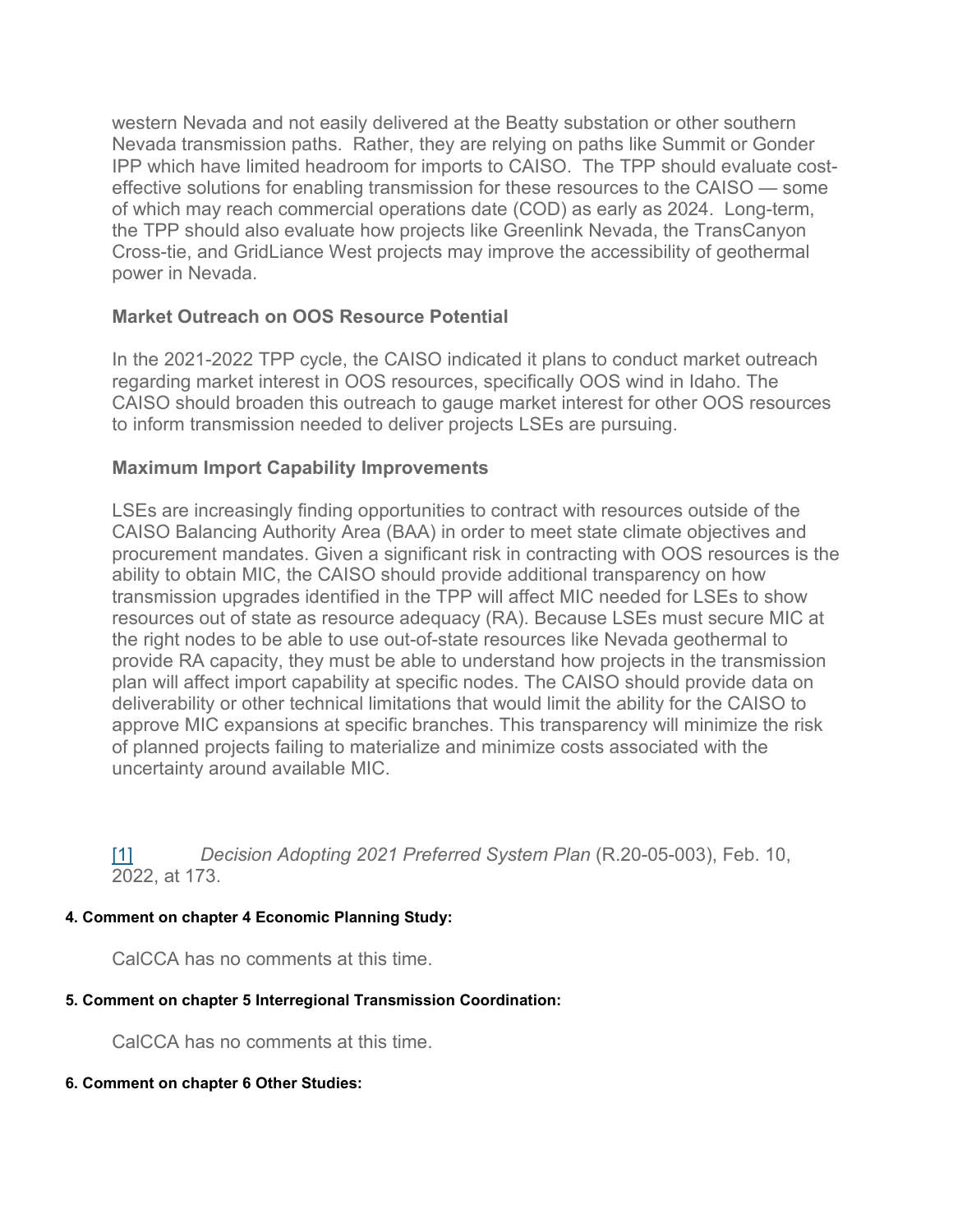western Nevada and not easily delivered at the Beatty substation or other southern Nevada transmission paths. Rather, they are relying on paths like Summit or Gonder IPP which have limited headroom for imports to CAISO. The TPP should evaluate cost-effective solutions for enabling transmission for these resources to the CAISO — some of which may reach commercial operations date (COD) as early as 2024. Long-term, the TPP should also evaluate how projects like Greenlink Nevada, the TransCanyon Cross-tie, and GridLiance West projects may improve the accessibility of geothermal power in Nevada.

### Market Outreach on OOS Resource Potential

In the 2021-2022 TPP cycle, the CAISO indicated it plans to conduct market outreach regarding market interest in OOS resources, specifically OOS wind in Idaho. The CAISO should broaden this outreach to gauge market interest for other OOS resources to inform transmission needed to deliver projects LSEs are pursuing.

### Maximum Import Capability Improvements

LSEs are increasingly finding opportunities to contract with resources outside of the CAISO Balancing Authority Area (BAA) in order to meet state climate objectives and procurement mandates. Given a significant risk in contracting with OOS resources is the ability to obtain MIC, the CAISO should provide additional transparency on how transmission upgrades identified in the TPP will affect MIC needed for LSEs to show resources out of state as resource adequacy (RA). Because LSEs must secure MIC at the right nodes to be able to use out-of-state resources like Nevada geothermal to provide RA capacity, they must be able to understand how projects in the transmission plan will affect import capability at specific nodes. The CAISO should provide data on deliverability or other technical limitations that would limit the ability for the CAISO to approve MIC expansions at specific branches. This transparency will minimize the risk of planned projects failing to materialize and minimize costs associated with the uncertainty around available MIC.

[1] *Decision Adopting 2021 Preferred System Plan* (R.20-05-003), Feb. 10, 2022, at 173.

#### 4. Comment on chapter 4 Economic Planning Study:

CalCCA has no comments at this time.

#### 5. Comment on chapter 5 Interregional Transmission Coordination:

CalCCA has no comments at this time.

#### 6. Comment on chapter 6 Other Studies: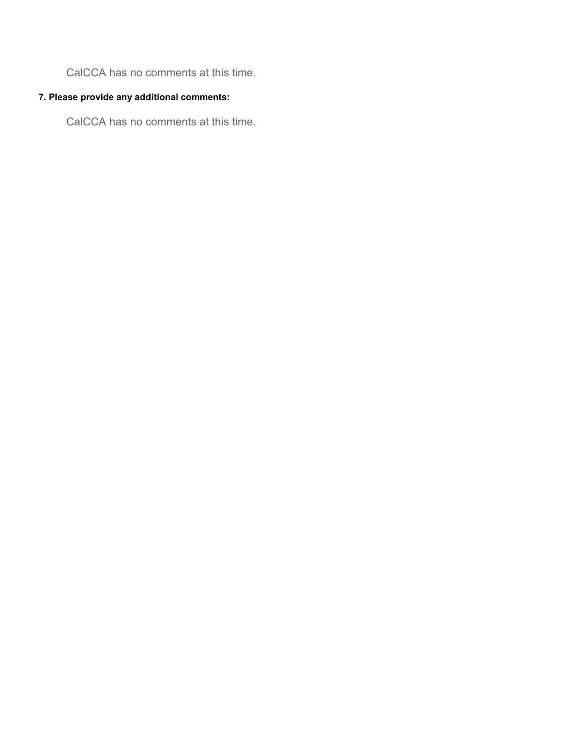CalCCA has no comments at this time.

**7. Please provide any additional comments:**

CalCCA has no comments at this time.